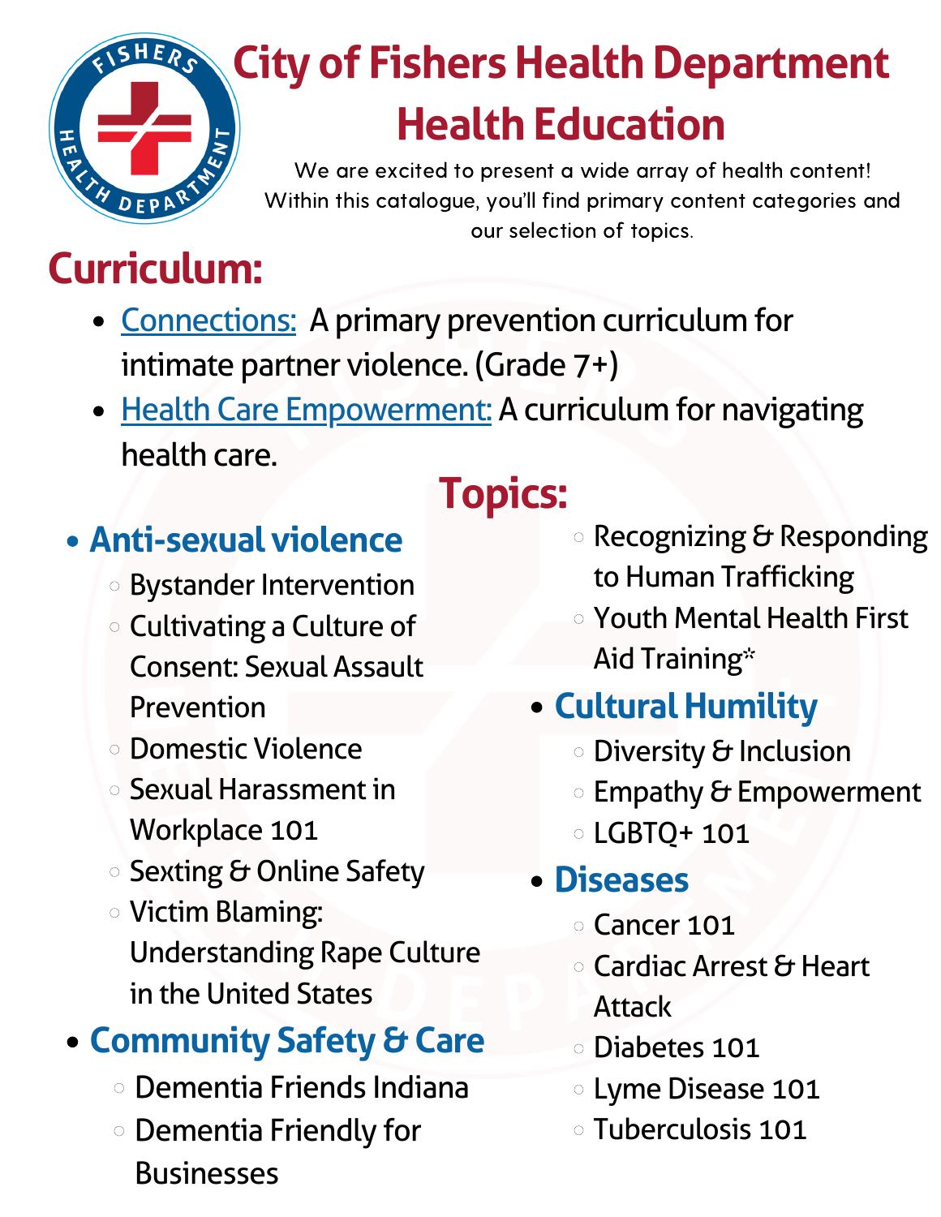# City of Fishers Health Department
# Health Education

We are excited to present a wide array of health content! Within this catalogue, you'll find primary content categories and our selection of topics.

## Curriculum:

- Connections: A primary prevention curriculum for intimate partner violence. (Grade 7+)
- Health Care Empowerment: A curriculum for navigating health care.

## Topics:

- **Anti-sexual violence**
  - Bystander Intervention
  - Cultivating a Culture of Consent: Sexual Assault Prevention
  - Domestic Violence
  - Sexual Harassment in Workplace 101
  - Sexting & Online Safety
  - Victim Blaming: Understanding Rape Culture in the United States
- **Community Safety & Care**
  - Dementia Friends Indiana
  - Dementia Friendly for Businesses
  - Recognizing & Responding to Human Trafficking
  - Youth Mental Health First Aid Training*
- **Cultural Humility**
  - Diversity & Inclusion
  - Empathy & Empowerment
  - LGBTQ+ 101
- **Diseases**
  - Cancer 101
  - Cardiac Arrest & Heart Attack
  - Diabetes 101
  - Lyme Disease 101
  - Tuberculosis 101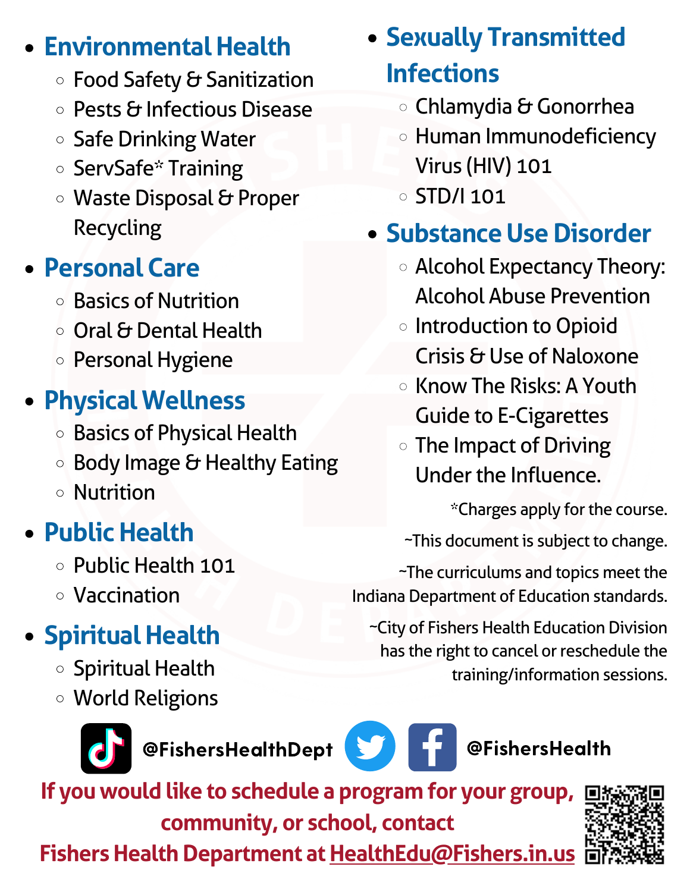- **Environmental Health**
  - Food Safety & Sanitization
  - Pests & Infectious Disease
  - Safe Drinking Water
  - ServSafe* Training
  - Waste Disposal & Proper Recycling
- **Personal Care**
  - Basics of Nutrition
  - Oral & Dental Health
  - Personal Hygiene
- **Physical Wellness**
  - Basics of Physical Health
  - Body Image & Healthy Eating
  - Nutrition
- **Public Health**
  - Public Health 101
  - Vaccination
- **Spiritual Health**
  - Spiritual Health
  - World Religions
- **Sexually Transmitted Infections**
  - Chlamydia & Gonorrhea
  - Human Immunodeficiency Virus (HIV) 101
  - STD/I 101
- **Substance Use Disorder**
  - Alcohol Expectancy Theory: Alcohol Abuse Prevention
  - Introduction to Opioid Crisis & Use of Naloxone
  - Know The Risks: A Youth Guide to E-Cigarettes
  - The Impact of Driving Under the Influence.

*Charges apply for the course.

~This document is subject to change.

~The curriculums and topics meet the Indiana Department of Education standards.

~City of Fishers Health Education Division has the right to cancel or reschedule the training/information sessions.

@FishersHealthDept @FishersHealth

**If you would like to schedule a program for your group, community, or school, contact Fishers Health Department at HealthEdu@Fishers.in.us**